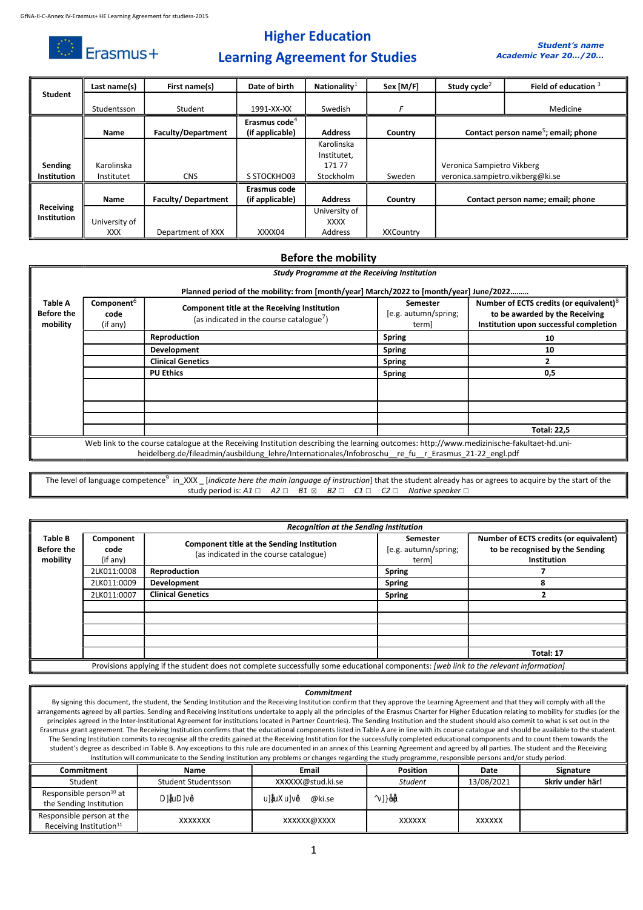GfNA-II-C-Annex IV-Erasmus+ HE Learning Agreement for studiess-2015

# Higher Education
# Learning Agreement for Studies

*Student's name*
*Academic Year 20…/20…*

| Student | Last name(s) | First name(s) | Date of birth | Nationality[1] | Sex [M/F] | Study cycle[2] | Field of education [3] |
|---|---|---|---|---|---|---|---|
| | Studentsson | Student | 1991-XX-XX | Swedish | *F* | | Medicine |
| **Sending Institution** | **Name** | **Faculty/Department** | **Erasmus code[4] (if applicable)** | **Address** | **Country** | **Contact person name[5]; email; phone** | |
| | Karolinska Institutet | CNS | S STOCKHO03 | Karolinska Institutet, 171 77 Stockholm | Sweden | Veronica Sampietro Vikberg veronica.sampietro.vikberg@ki.se | |
| **Receiving Institution** | **Name** | **Faculty/ Department** | **Erasmus code (if applicable)** | **Address** | **Country** | **Contact person name; email; phone** | |
| | University of XXX | Department of XXX | XXXX04 | University of XXXX Address | XXCountry | | |

## Before the mobility

***Study Programme at the Receiving Institution***

**Planned period of the mobility: from [month/year] March/2022 to [month/year] June/2022………**

| Table A Before the mobility | Component[6] code (if any) | Component title at the Receiving Institution (as indicated in the course catalogue[7]) | Semester [e.g. autumn/spring; term] | Number of ECTS credits (or equivalent)[8] to be awarded by the Receiving Institution upon successful completion |
|---|---|---|---|---|
| | | **Reproduction** | **Spring** | **10** |
| | | **Development** | **Spring** | **10** |
| | | **Clinical Genetics** | **Spring** | **2** |
| | | **PU Ethics** | **Spring** | **0,5** |
| | | | | |
| | | | | |
| | | | | |
| | | | | **Total: 22,5** |

Web link to the course catalogue at the Receiving Institution describing the learning outcomes: http://www.medizinische-fakultaet-hd.uni-heidelberg.de/fileadmin/ausbildung_lehre/Internationales/Infobroschu__re_fu__r_Erasmus_21-22_engl.pdf

The level of language competence[9] in_XXX _ [*indicate here the main language of instruction*] that the student already has or agrees to acquire by the start of the study period is: *A1* ☐ *A2* ☐ *B1* ☒ *B2* ☐ *C1* ☐ *C2* ☐ *Native speaker* ☐

***Recognition at the Sending Institution***

| Table B Before the mobility | Component code (if any) | Component title at the Sending Institution (as indicated in the course catalogue) | Semester [e.g. autumn/spring; term] | Number of ECTS credits (or equivalent) to be recognised by the Sending Institution |
|---|---|---|---|---|
| | 2LK011:0008 | **Reproduction** | **Spring** | **7** |
| | 2LK011:0009 | **Development** | **Spring** | **8** |
| | 2LK011:0007 | **Clinical Genetics** | **Spring** | **2** |
| | | | | |
| | | | | |
| | | | | |
| | | | | |
| | | | | **Total: 17** |

Provisions applying if the student does not complete successfully some educational components: *[web link to the relevant information]*

***Commitment***

By signing this document, the student, the Sending Institution and the Receiving Institution confirm that they approve the Learning Agreement and that they will comply with all the arrangements agreed by all parties. Sending and Receiving Institutions undertake to apply all the principles of the Erasmus Charter for Higher Education relating to mobility for studies (or the principles agreed in the Inter-Institutional Agreement for institutions located in Partner Countries). The Sending Institution and the student should also commit to what is set out in the Erasmus+ grant agreement. The Receiving Institution confirms that the educational components listed in Table A are in line with its course catalogue and should be available to the student. The Sending Institution commits to recognise all the credits gained at the Receiving Institution for the successfully completed educational components and to count them towards the student's degree as described in Table B. Any exceptions to this rule are documented in an annex of this Learning Agreement and agreed by all parties. The student and the Receiving Institution will communicate to the Sending Institution any problems or changes regarding the study programme, responsible persons and/or study period.

| Commitment | Name | Email | Position | Date | Signature |
|---|---|---|---|---|---|
| Student | Student Studentsson | XXXXXX@stud.ki.se | *Student* | 13/08/2021 | **Skriv under här!** |
| Responsible person[10] at the Sending Institution | D]ůuD]vê | u]ůuXu]vê @ki.se | ^v]}ĉů | | |
| Responsible person at the Receiving Institution[11] | XXXXXXX | XXXXXX@XXXX | XXXXXX | XXXXXX | |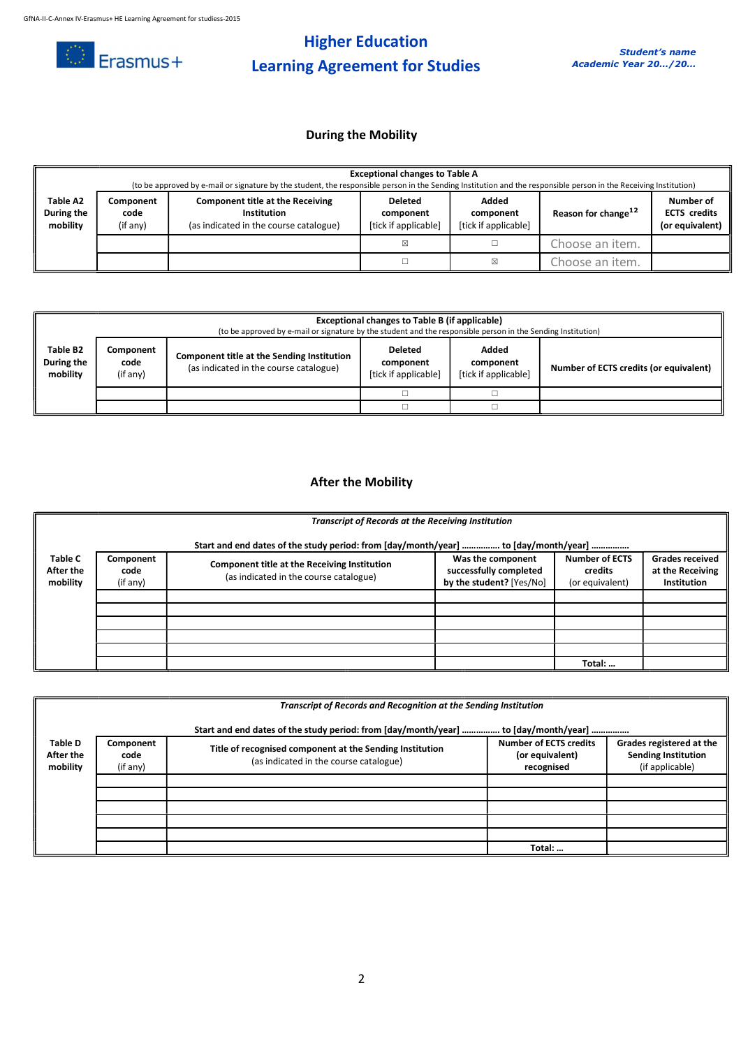# Higher Education Learning Agreement for Studies

***Student's name***
***Academic Year 20…/20…***

## During the Mobility

| **Exceptional changes to Table A** (to be approved by e-mail or signature by the student, the responsible person in the Sending Institution and the responsible person in the Receiving Institution) | | | | | | |
|---|---|---|---|---|---|---|
| **Table A2 During the mobility** | **Component code** (if any) | **Component title at the Receiving Institution** (as indicated in the course catalogue) | **Deleted component** [tick if applicable] | **Added component** [tick if applicable] | **Reason for change**[12] | **Number of ECTS credits (or equivalent)** |
| | | | ☒ | ☐ | Choose an item. | |
| | | | ☐ | ☒ | Choose an item. | |

| **Exceptional changes to Table B (if applicable)** (to be approved by e-mail or signature by the student and the responsible person in the Sending Institution) | | | | | |
|---|---|---|---|---|---|
| **Table B2 During the mobility** | **Component code** (if any) | **Component title at the Sending Institution** (as indicated in the course catalogue) | **Deleted component** [tick if applicable] | **Added component** [tick if applicable] | **Number of ECTS credits (or equivalent)** |
| | | | ☐ | ☐ | |
| | | | ☐ | ☐ | |

## After the Mobility

| ***Transcript of Records at the Receiving Institution*** **Start and end dates of the study period: from [day/month/year] ……………. to [day/month/year] ……………** | | | | | |
|---|---|---|---|---|---|
| **Table C After the mobility** | **Component code** (if any) | **Component title at the Receiving Institution** (as indicated in the course catalogue) | **Was the component successfully completed by the student?** [Yes/No] | **Number of ECTS credits** (or equivalent) | **Grades received at the Receiving Institution** |
| | | | | | |
| | | | | | |
| | | | | | |
| | | | | | |
| | | | | | |
| | | | | **Total: …** | |

| ***Transcript of Records and Recognition at the Sending Institution*** **Start and end dates of the study period: from [day/month/year] ……………. to [day/month/year] ……………** | | | | |
|---|---|---|---|---|
| **Table D After the mobility** | **Component code** (if any) | **Title of recognised component at the Sending Institution** (as indicated in the course catalogue) | **Number of ECTS credits (or equivalent) recognised** | **Grades registered at the Sending Institution** (if applicable) |
| | | | | |
| | | | | |
| | | | | |
| | | | | |
| | | | | |
| | | | **Total: …** | |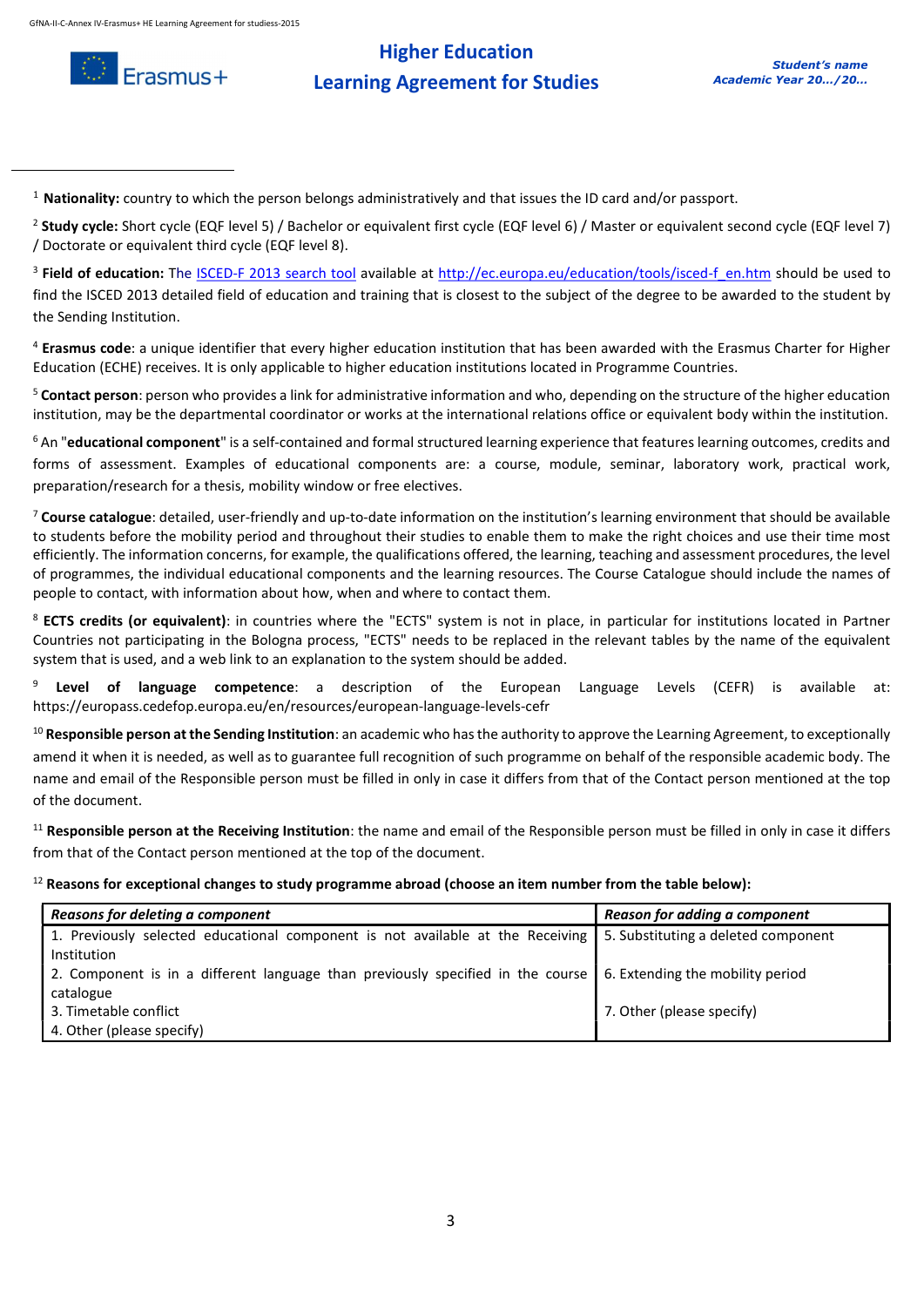[1] **Nationality:** country to which the person belongs administratively and that issues the ID card and/or passport.

[2] **Study cycle:** Short cycle (EQF level 5) / Bachelor or equivalent first cycle (EQF level 6) / Master or equivalent second cycle (EQF level 7) / Doctorate or equivalent third cycle (EQF level 8).

[3] **Field of education:** The ISCED-F 2013 search tool available at http://ec.europa.eu/education/tools/isced-f_en.htm should be used to find the ISCED 2013 detailed field of education and training that is closest to the subject of the degree to be awarded to the student by the Sending Institution.

[4] **Erasmus code**: a unique identifier that every higher education institution that has been awarded with the Erasmus Charter for Higher Education (ECHE) receives. It is only applicable to higher education institutions located in Programme Countries.

[5] **Contact person**: person who provides a link for administrative information and who, depending on the structure of the higher education institution, may be the departmental coordinator or works at the international relations office or equivalent body within the institution.

[6] An "**educational component**" is a self-contained and formal structured learning experience that features learning outcomes, credits and forms of assessment. Examples of educational components are: a course, module, seminar, laboratory work, practical work, preparation/research for a thesis, mobility window or free electives.

[7] **Course catalogue**: detailed, user-friendly and up-to-date information on the institution's learning environment that should be available to students before the mobility period and throughout their studies to enable them to make the right choices and use their time most efficiently. The information concerns, for example, the qualifications offered, the learning, teaching and assessment procedures, the level of programmes, the individual educational components and the learning resources. The Course Catalogue should include the names of people to contact, with information about how, when and where to contact them.

[8] **ECTS credits (or equivalent)**: in countries where the "ECTS" system is not in place, in particular for institutions located in Partner Countries not participating in the Bologna process, "ECTS" needs to be replaced in the relevant tables by the name of the equivalent system that is used, and a web link to an explanation to the system should be added.

[9] **Level of language competence**: a description of the European Language Levels (CEFR) is available at: https://europass.cedefop.europa.eu/en/resources/european-language-levels-cefr

[10] **Responsible person at the Sending Institution**: an academic who has the authority to approve the Learning Agreement, to exceptionally amend it when it is needed, as well as to guarantee full recognition of such programme on behalf of the responsible academic body. The name and email of the Responsible person must be filled in only in case it differs from that of the Contact person mentioned at the top of the document.

[11] **Responsible person at the Receiving Institution**: the name and email of the Responsible person must be filled in only in case it differs from that of the Contact person mentioned at the top of the document.

[12] **Reasons for exceptional changes to study programme abroad (choose an item number from the table below):**

| *Reasons for deleting a component* | *Reason for adding a component* |
|---|---|
| 1. Previously selected educational component is not available at the Receiving Institution | 5. Substituting a deleted component |
| 2. Component is in a different language than previously specified in the course catalogue | 6. Extending the mobility period |
| 3. Timetable conflict | 7. Other (please specify) |
| 4. Other (please specify) | |